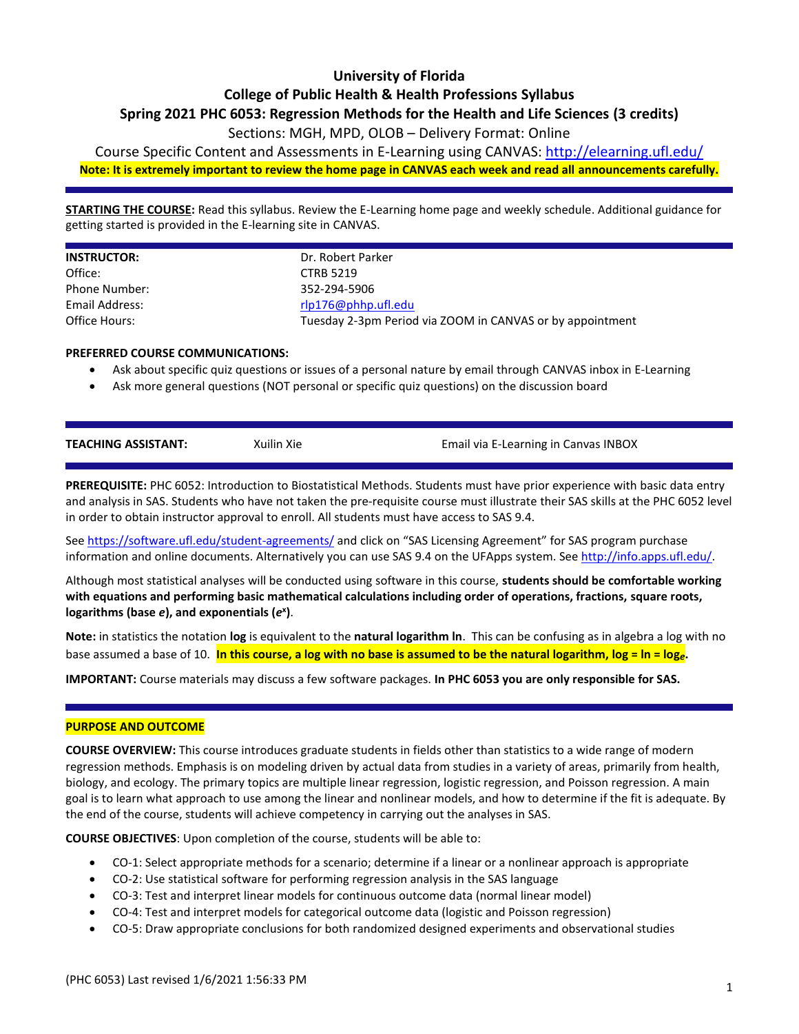# University of Florida

## College of Public Health & Health Professions Syllabus

## Spring 2021 PHC 6053: Regression Methods for the Health and Life Sciences (3 credits)

Sections: MGH, MPD, OLOB – Delivery Format: Online

Course Specific Content and Assessments in E-Learning using CANVAS: http://elearning.ufl.edu/

**Note: It is extremely important to review the home page in CANVAS each week and read all announcements carefully.**

---

**STARTING THE COURSE:** Read this syllabus. Review the E-Learning home page and weekly schedule. Additional guidance for getting started is provided in the E-learning site in CANVAS.

---

| **INSTRUCTOR:** | Dr. Robert Parker |
|---|---|
| Office: | CTRB 5219 |
| Phone Number: | 352-294-5906 |
| Email Address: | rlp176@phhp.ufl.edu |
| Office Hours: | Tuesday 2-3pm Period via ZOOM in CANVAS or by appointment |

**PREFERRED COURSE COMMUNICATIONS:**

- Ask about specific quiz questions or issues of a personal nature by email through CANVAS inbox in E-Learning
- Ask more general questions (NOT personal or specific quiz questions) on the discussion board

---

| **TEACHING ASSISTANT:** | Xuilin Xie | Email via E-Learning in Canvas INBOX |
|---|---|---|

---

**PREREQUISITE:** PHC 6052: Introduction to Biostatistical Methods. Students must have prior experience with basic data entry and analysis in SAS. Students who have not taken the pre-requisite course must illustrate their SAS skills at the PHC 6052 level in order to obtain instructor approval to enroll. All students must have access to SAS 9.4.

See https://software.ufl.edu/student-agreements/ and click on "SAS Licensing Agreement" for SAS program purchase information and online documents. Alternatively you can use SAS 9.4 on the UFApps system. See http://info.apps.ufl.edu/.

Although most statistical analyses will be conducted using software in this course, **students should be comfortable working with equations and performing basic mathematical calculations including order of operations, fractions, square roots, logarithms (base *e*), and exponentials ($e^x$).**

**Note:** in statistics the notation **log** is equivalent to the **natural logarithm ln**. This can be confusing as in algebra a log with no base assumed a base of 10. **In this course, a log with no base is assumed to be the natural logarithm, log = ln = $\log_e$.**

**IMPORTANT:** Course materials may discuss a few software packages. **In PHC 6053 you are only responsible for SAS.**

---

## PURPOSE AND OUTCOME

**COURSE OVERVIEW:** This course introduces graduate students in fields other than statistics to a wide range of modern regression methods. Emphasis is on modeling driven by actual data from studies in a variety of areas, primarily from health, biology, and ecology. The primary topics are multiple linear regression, logistic regression, and Poisson regression. A main goal is to learn what approach to use among the linear and nonlinear models, and how to determine if the fit is adequate. By the end of the course, students will achieve competency in carrying out the analyses in SAS.

**COURSE OBJECTIVES**: Upon completion of the course, students will be able to:

- CO-1: Select appropriate methods for a scenario; determine if a linear or a nonlinear approach is appropriate
- CO-2: Use statistical software for performing regression analysis in the SAS language
- CO-3: Test and interpret linear models for continuous outcome data (normal linear model)
- CO-4: Test and interpret models for categorical outcome data (logistic and Poisson regression)
- CO-5: Draw appropriate conclusions for both randomized designed experiments and observational studies

(PHC 6053) Last revised 1/6/2021 1:56:33 PM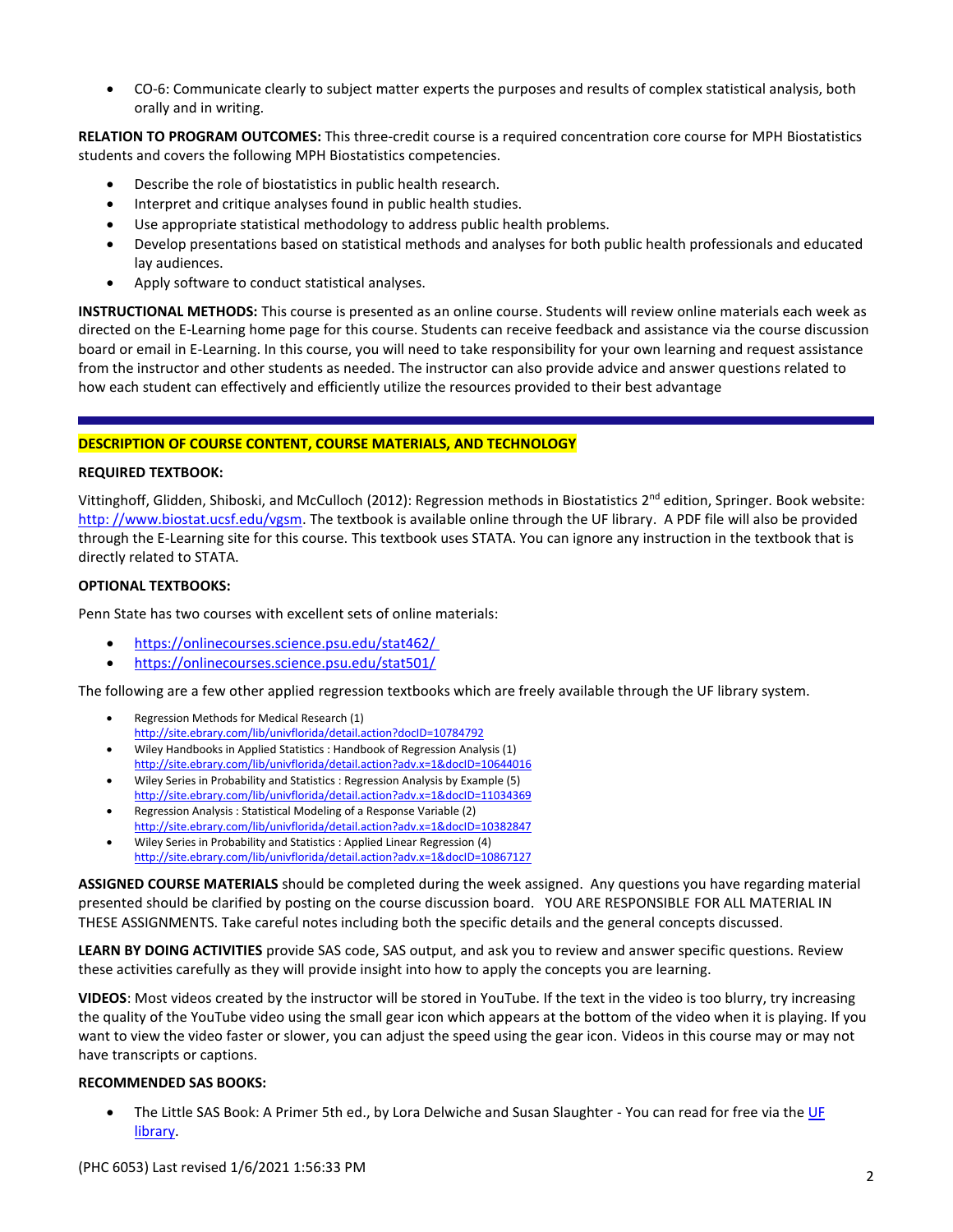- CO-6: Communicate clearly to subject matter experts the purposes and results of complex statistical analysis, both orally and in writing.

**RELATION TO PROGRAM OUTCOMES:** This three-credit course is a required concentration core course for MPH Biostatistics students and covers the following MPH Biostatistics competencies.

- Describe the role of biostatistics in public health research.
- Interpret and critique analyses found in public health studies.
- Use appropriate statistical methodology to address public health problems.
- Develop presentations based on statistical methods and analyses for both public health professionals and educated lay audiences.
- Apply software to conduct statistical analyses.

**INSTRUCTIONAL METHODS:** This course is presented as an online course. Students will review online materials each week as directed on the E-Learning home page for this course. Students can receive feedback and assistance via the course discussion board or email in E-Learning. In this course, you will need to take responsibility for your own learning and request assistance from the instructor and other students as needed. The instructor can also provide advice and answer questions related to how each student can effectively and efficiently utilize the resources provided to their best advantage

---

## DESCRIPTION OF COURSE CONTENT, COURSE MATERIALS, AND TECHNOLOGY

**REQUIRED TEXTBOOK:**

Vittinghoff, Glidden, Shiboski, and McCulloch (2012): Regression methods in Biostatistics 2nd edition, Springer. Book website: [http: //www.biostat.ucsf.edu/vgsm](http://www.biostat.ucsf.edu/vgsm). The textbook is available online through the UF library. A PDF file will also be provided through the E-Learning site for this course. This textbook uses STATA. You can ignore any instruction in the textbook that is directly related to STATA.

**OPTIONAL TEXTBOOKS:**

Penn State has two courses with excellent sets of online materials:

- https://onlinecourses.science.psu.edu/stat462/
- https://onlinecourses.science.psu.edu/stat501/

The following are a few other applied regression textbooks which are freely available through the UF library system.

- Regression Methods for Medical Research (1)
  http://site.ebrary.com/lib/univflorida/detail.action?docID=10784792
- Wiley Handbooks in Applied Statistics : Handbook of Regression Analysis (1)
  http://site.ebrary.com/lib/univflorida/detail.action?adv.x=1&docID=10644016
- Wiley Series in Probability and Statistics : Regression Analysis by Example (5)
  http://site.ebrary.com/lib/univflorida/detail.action?adv.x=1&docID=11034369
- Regression Analysis : Statistical Modeling of a Response Variable (2)
  http://site.ebrary.com/lib/univflorida/detail.action?adv.x=1&docID=10382847
- Wiley Series in Probability and Statistics : Applied Linear Regression (4)
  http://site.ebrary.com/lib/univflorida/detail.action?adv.x=1&docID=10867127

**ASSIGNED COURSE MATERIALS** should be completed during the week assigned. Any questions you have regarding material presented should be clarified by posting on the course discussion board. YOU ARE RESPONSIBLE FOR ALL MATERIAL IN THESE ASSIGNMENTS. Take careful notes including both the specific details and the general concepts discussed.

**LEARN BY DOING ACTIVITIES** provide SAS code, SAS output, and ask you to review and answer specific questions. Review these activities carefully as they will provide insight into how to apply the concepts you are learning.

**VIDEOS**: Most videos created by the instructor will be stored in YouTube. If the text in the video is too blurry, try increasing the quality of the YouTube video using the small gear icon which appears at the bottom of the video when it is playing. If you want to view the video faster or slower, you can adjust the speed using the gear icon. Videos in this course may or may not have transcripts or captions.

**RECOMMENDED SAS BOOKS:**

- The Little SAS Book: A Primer 5th ed., by Lora Delwiche and Susan Slaughter - You can read for free via the UF library.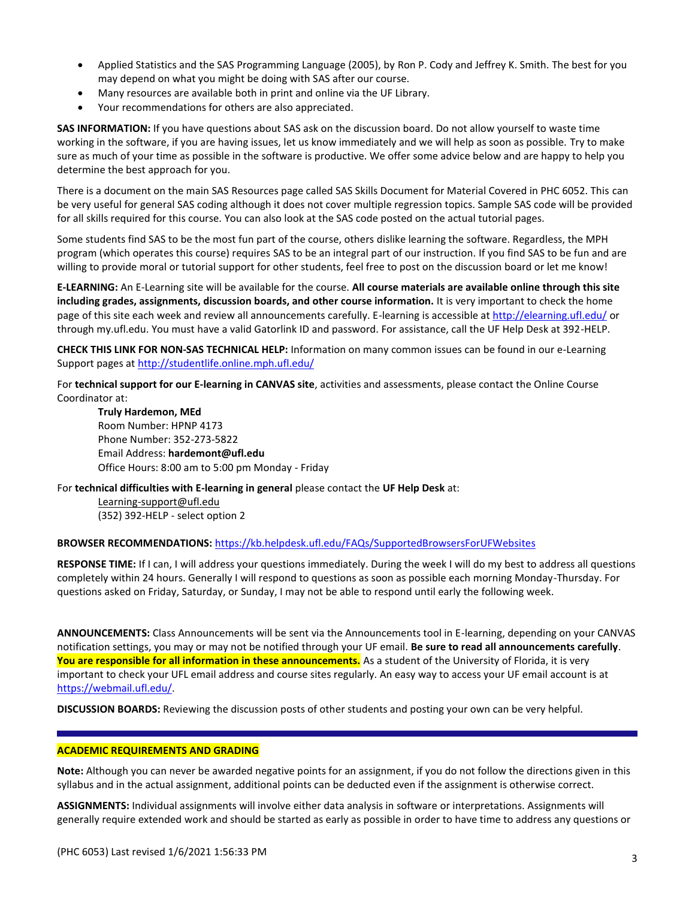- Applied Statistics and the SAS Programming Language (2005), by Ron P. Cody and Jeffrey K. Smith. The best for you may depend on what you might be doing with SAS after our course.
- Many resources are available both in print and online via the UF Library.
- Your recommendations for others are also appreciated.

**SAS INFORMATION:** If you have questions about SAS ask on the discussion board. Do not allow yourself to waste time working in the software, if you are having issues, let us know immediately and we will help as soon as possible. Try to make sure as much of your time as possible in the software is productive. We offer some advice below and are happy to help you determine the best approach for you.

There is a document on the main SAS Resources page called SAS Skills Document for Material Covered in PHC 6052. This can be very useful for general SAS coding although it does not cover multiple regression topics. Sample SAS code will be provided for all skills required for this course. You can also look at the SAS code posted on the actual tutorial pages.

Some students find SAS to be the most fun part of the course, others dislike learning the software. Regardless, the MPH program (which operates this course) requires SAS to be an integral part of our instruction. If you find SAS to be fun and are willing to provide moral or tutorial support for other students, feel free to post on the discussion board or let me know!

**E-LEARNING:** An E-Learning site will be available for the course. **All course materials are available online through this site including grades, assignments, discussion boards, and other course information.** It is very important to check the home page of this site each week and review all announcements carefully. E-learning is accessible at http://elearning.ufl.edu/ or through my.ufl.edu. You must have a valid Gatorlink ID and password. For assistance, call the UF Help Desk at 392-HELP.

**CHECK THIS LINK FOR NON-SAS TECHNICAL HELP:** Information on many common issues can be found in our e-Learning Support pages at http://studentlife.online.mph.ufl.edu/

For **technical support for our E-learning in CANVAS site**, activities and assessments, please contact the Online Course Coordinator at:

> **Truly Hardemon, MEd**
> Room Number: HPNP 4173
> Phone Number: 352-273-5822
> Email Address: **hardemont@ufl.edu**
> Office Hours: 8:00 am to 5:00 pm Monday - Friday

For **technical difficulties with E-learning in general** please contact the **UF Help Desk** at:

> Learning-support@ufl.edu
> (352) 392-HELP - select option 2

**BROWSER RECOMMENDATIONS:** https://kb.helpdesk.ufl.edu/FAQs/SupportedBrowsersForUFWebsites

**RESPONSE TIME:** If I can, I will address your questions immediately. During the week I will do my best to address all questions completely within 24 hours. Generally I will respond to questions as soon as possible each morning Monday-Thursday. For questions asked on Friday, Saturday, or Sunday, I may not be able to respond until early the following week.

**ANNOUNCEMENTS:** Class Announcements will be sent via the Announcements tool in E-learning, depending on your CANVAS notification settings, you may or may not be notified through your UF email. **Be sure to read all announcements carefully**. **You are responsible for all information in these announcements.** As a student of the University of Florida, it is very important to check your UFL email address and course sites regularly. An easy way to access your UF email account is at https://webmail.ufl.edu/.

**DISCUSSION BOARDS:** Reviewing the discussion posts of other students and posting your own can be very helpful.

---

## ACADEMIC REQUIREMENTS AND GRADING

**Note:** Although you can never be awarded negative points for an assignment, if you do not follow the directions given in this syllabus and in the actual assignment, additional points can be deducted even if the assignment is otherwise correct.

**ASSIGNMENTS:** Individual assignments will involve either data analysis in software or interpretations. Assignments will generally require extended work and should be started as early as possible in order to have time to address any questions or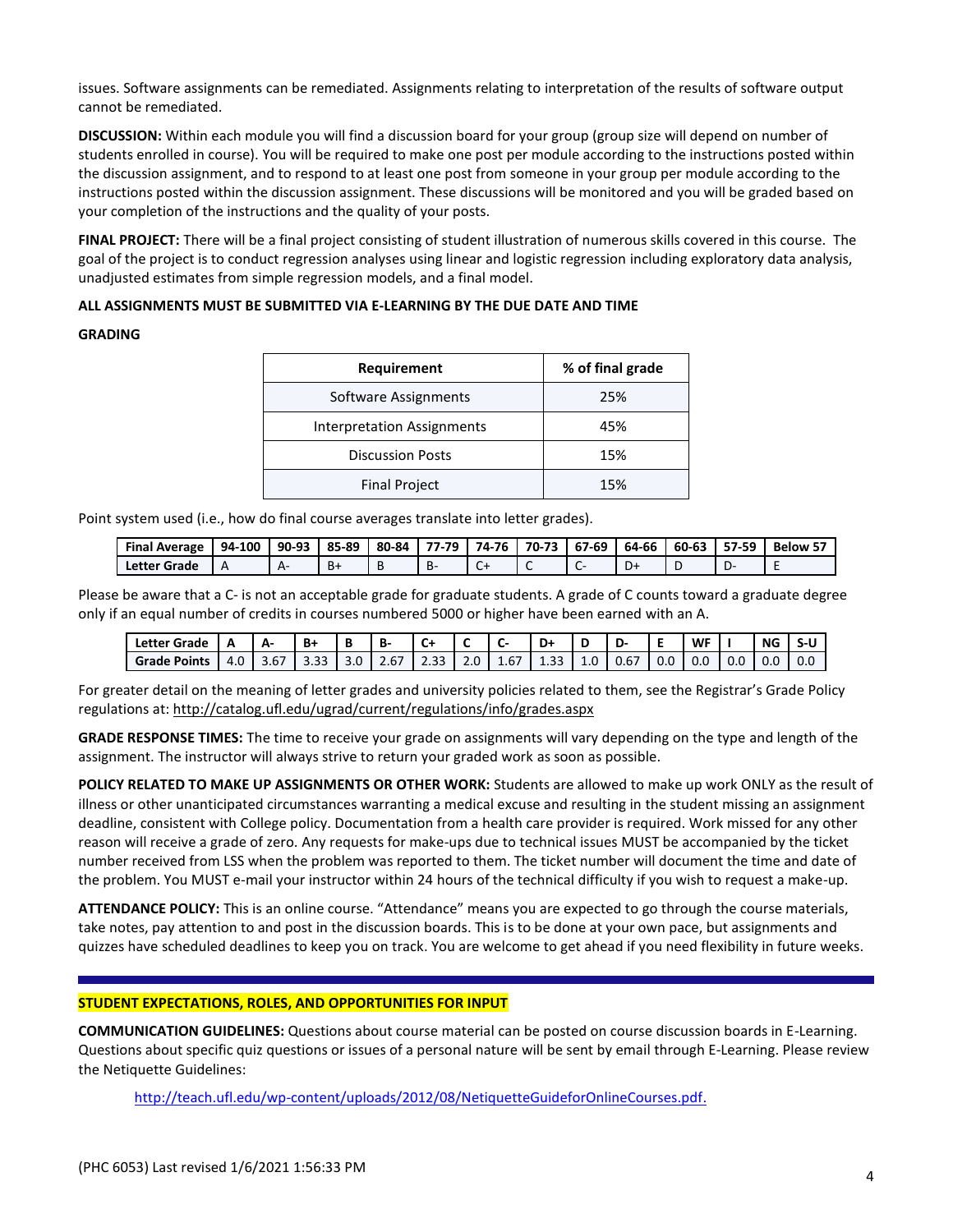issues. Software assignments can be remediated. Assignments relating to interpretation of the results of software output cannot be remediated.

**DISCUSSION:** Within each module you will find a discussion board for your group (group size will depend on number of students enrolled in course). You will be required to make one post per module according to the instructions posted within the discussion assignment, and to respond to at least one post from someone in your group per module according to the instructions posted within the discussion assignment. These discussions will be monitored and you will be graded based on your completion of the instructions and the quality of your posts.

**FINAL PROJECT:** There will be a final project consisting of student illustration of numerous skills covered in this course. The goal of the project is to conduct regression analyses using linear and logistic regression including exploratory data analysis, unadjusted estimates from simple regression models, and a final model.

**ALL ASSIGNMENTS MUST BE SUBMITTED VIA E-LEARNING BY THE DUE DATE AND TIME**

**GRADING**

| Requirement | % of final grade |
|---|---|
| Software Assignments | 25% |
| Interpretation Assignments | 45% |
| Discussion Posts | 15% |
| Final Project | 15% |

Point system used (i.e., how do final course averages translate into letter grades).

| Final Average | 94-100 | 90-93 | 85-89 | 80-84 | 77-79 | 74-76 | 70-73 | 67-69 | 64-66 | 60-63 | 57-59 | Below 57 |
|---|---|---|---|---|---|---|---|---|---|---|---|---|
| Letter Grade | A | A- | B+ | B | B- | C+ | C | C- | D+ | D | D- | E |

Please be aware that a C- is not an acceptable grade for graduate students. A grade of C counts toward a graduate degree only if an equal number of credits in courses numbered 5000 or higher have been earned with an A.

| Letter Grade | A | A- | B+ | B | B- | C+ | C | C- | D+ | D | D- | E | WF | I | NG | S-U |
|---|---|---|---|---|---|---|---|---|---|---|---|---|---|---|---|---|
| Grade Points | 4.0 | 3.67 | 3.33 | 3.0 | 2.67 | 2.33 | 2.0 | 1.67 | 1.33 | 1.0 | 0.67 | 0.0 | 0.0 | 0.0 | 0.0 | 0.0 |

For greater detail on the meaning of letter grades and university policies related to them, see the Registrar's Grade Policy regulations at: http://catalog.ufl.edu/ugrad/current/regulations/info/grades.aspx

**GRADE RESPONSE TIMES:** The time to receive your grade on assignments will vary depending on the type and length of the assignment. The instructor will always strive to return your graded work as soon as possible.

**POLICY RELATED TO MAKE UP ASSIGNMENTS OR OTHER WORK:** Students are allowed to make up work ONLY as the result of illness or other unanticipated circumstances warranting a medical excuse and resulting in the student missing an assignment deadline, consistent with College policy. Documentation from a health care provider is required. Work missed for any other reason will receive a grade of zero. Any requests for make-ups due to technical issues MUST be accompanied by the ticket number received from LSS when the problem was reported to them. The ticket number will document the time and date of the problem. You MUST e-mail your instructor within 24 hours of the technical difficulty if you wish to request a make-up.

**ATTENDANCE POLICY:** This is an online course. "Attendance" means you are expected to go through the course materials, take notes, pay attention to and post in the discussion boards. This is to be done at your own pace, but assignments and quizzes have scheduled deadlines to keep you on track. You are welcome to get ahead if you need flexibility in future weeks.

---

## STUDENT EXPECTATIONS, ROLES, AND OPPORTUNITIES FOR INPUT

**COMMUNICATION GUIDELINES:** Questions about course material can be posted on course discussion boards in E-Learning. Questions about specific quiz questions or issues of a personal nature will be sent by email through E-Learning. Please review the Netiquette Guidelines:

http://teach.ufl.edu/wp-content/uploads/2012/08/NetiquetteGuideforOnlineCourses.pdf.

(PHC 6053) Last revised 1/6/2021 1:56:33 PM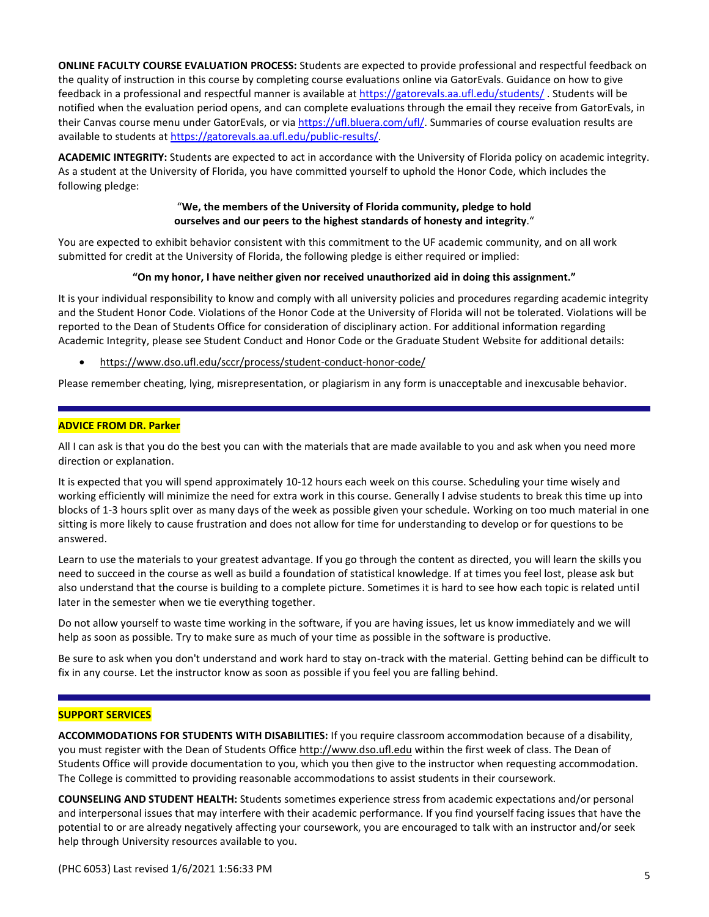**ONLINE FACULTY COURSE EVALUATION PROCESS:** Students are expected to provide professional and respectful feedback on the quality of instruction in this course by completing course evaluations online via GatorEvals. Guidance on how to give feedback in a professional and respectful manner is available at https://gatorevals.aa.ufl.edu/students/ . Students will be notified when the evaluation period opens, and can complete evaluations through the email they receive from GatorEvals, in their Canvas course menu under GatorEvals, or via https://ufl.bluera.com/ufl/. Summaries of course evaluation results are available to students at https://gatorevals.aa.ufl.edu/public-results/.

**ACADEMIC INTEGRITY:** Students are expected to act in accordance with the University of Florida policy on academic integrity. As a student at the University of Florida, you have committed yourself to uphold the Honor Code, which includes the following pledge:

"**We, the members of the University of Florida community, pledge to hold ourselves and our peers to the highest standards of honesty and integrity**."

You are expected to exhibit behavior consistent with this commitment to the UF academic community, and on all work submitted for credit at the University of Florida, the following pledge is either required or implied:

**"On my honor, I have neither given nor received unauthorized aid in doing this assignment."**

It is your individual responsibility to know and comply with all university policies and procedures regarding academic integrity and the Student Honor Code. Violations of the Honor Code at the University of Florida will not be tolerated. Violations will be reported to the Dean of Students Office for consideration of disciplinary action. For additional information regarding Academic Integrity, please see Student Conduct and Honor Code or the Graduate Student Website for additional details:

- https://www.dso.ufl.edu/sccr/process/student-conduct-honor-code/

Please remember cheating, lying, misrepresentation, or plagiarism in any form is unacceptable and inexcusable behavior.

---

## ADVICE FROM DR. Parker

All I can ask is that you do the best you can with the materials that are made available to you and ask when you need more direction or explanation.

It is expected that you will spend approximately 10-12 hours each week on this course. Scheduling your time wisely and working efficiently will minimize the need for extra work in this course. Generally I advise students to break this time up into blocks of 1-3 hours split over as many days of the week as possible given your schedule. Working on too much material in one sitting is more likely to cause frustration and does not allow for time for understanding to develop or for questions to be answered.

Learn to use the materials to your greatest advantage. If you go through the content as directed, you will learn the skills you need to succeed in the course as well as build a foundation of statistical knowledge. If at times you feel lost, please ask but also understand that the course is building to a complete picture. Sometimes it is hard to see how each topic is related until later in the semester when we tie everything together.

Do not allow yourself to waste time working in the software, if you are having issues, let us know immediately and we will help as soon as possible. Try to make sure as much of your time as possible in the software is productive.

Be sure to ask when you don't understand and work hard to stay on-track with the material. Getting behind can be difficult to fix in any course. Let the instructor know as soon as possible if you feel you are falling behind.

---

## SUPPORT SERVICES

**ACCOMMODATIONS FOR STUDENTS WITH DISABILITIES:** If you require classroom accommodation because of a disability, you must register with the Dean of Students Office http://www.dso.ufl.edu within the first week of class. The Dean of Students Office will provide documentation to you, which you then give to the instructor when requesting accommodation. The College is committed to providing reasonable accommodations to assist students in their coursework.

**COUNSELING AND STUDENT HEALTH:** Students sometimes experience stress from academic expectations and/or personal and interpersonal issues that may interfere with their academic performance. If you find yourself facing issues that have the potential to or are already negatively affecting your coursework, you are encouraged to talk with an instructor and/or seek help through University resources available to you.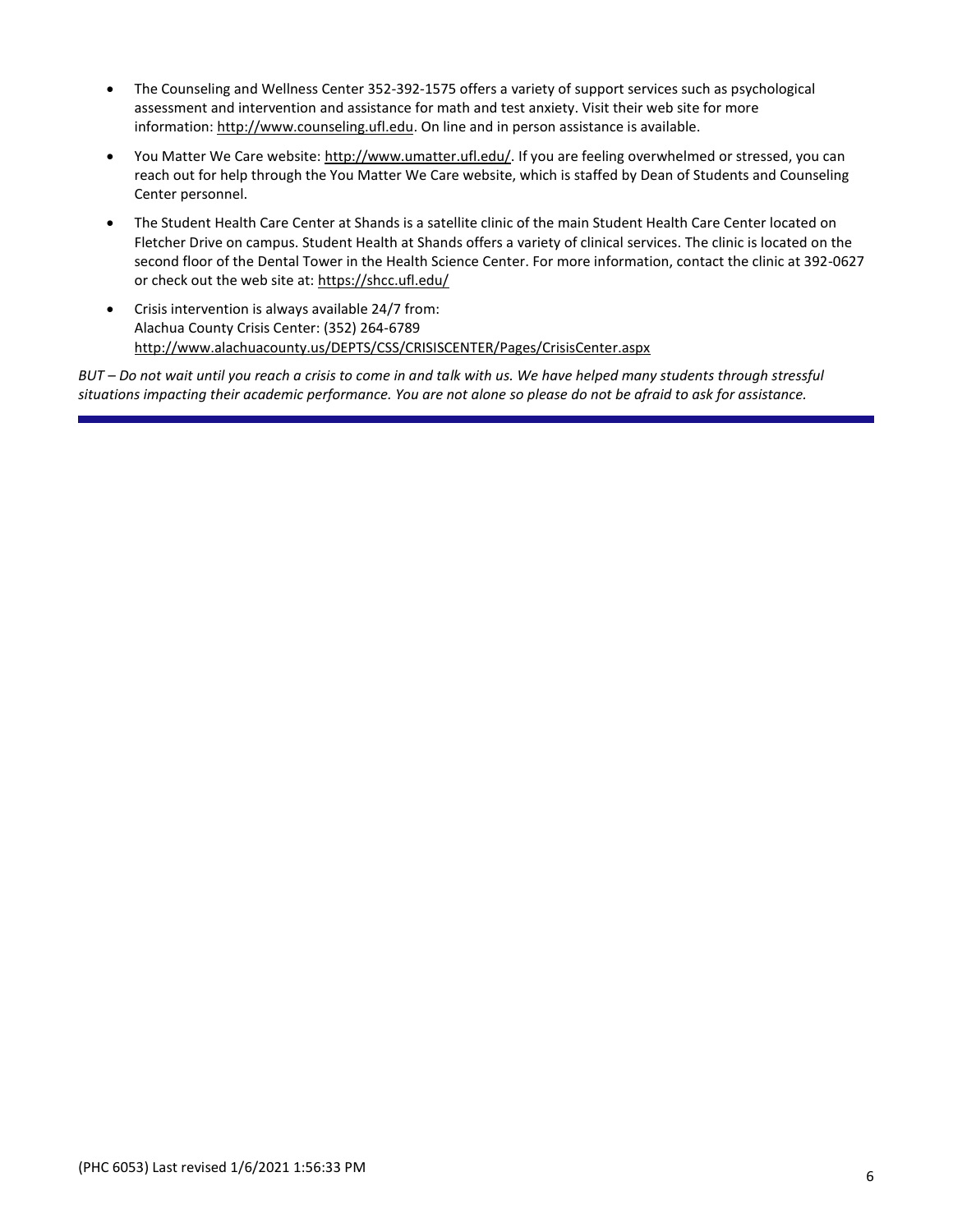- The Counseling and Wellness Center 352-392-1575 offers a variety of support services such as psychological assessment and intervention and assistance for math and test anxiety. Visit their web site for more information: http://www.counseling.ufl.edu. On line and in person assistance is available.
- You Matter We Care website: http://www.umatter.ufl.edu/. If you are feeling overwhelmed or stressed, you can reach out for help through the You Matter We Care website, which is staffed by Dean of Students and Counseling Center personnel.
- The Student Health Care Center at Shands is a satellite clinic of the main Student Health Care Center located on Fletcher Drive on campus. Student Health at Shands offers a variety of clinical services. The clinic is located on the second floor of the Dental Tower in the Health Science Center. For more information, contact the clinic at 392-0627 or check out the web site at: https://shcc.ufl.edu/
- Crisis intervention is always available 24/7 from:
  Alachua County Crisis Center: (352) 264-6789
  http://www.alachuacounty.us/DEPTS/CSS/CRISISCENTER/Pages/CrisisCenter.aspx

*BUT – Do not wait until you reach a crisis to come in and talk with us. We have helped many students through stressful situations impacting their academic performance. You are not alone so please do not be afraid to ask for assistance.*

(PHC 6053) Last revised 1/6/2021 1:56:33 PM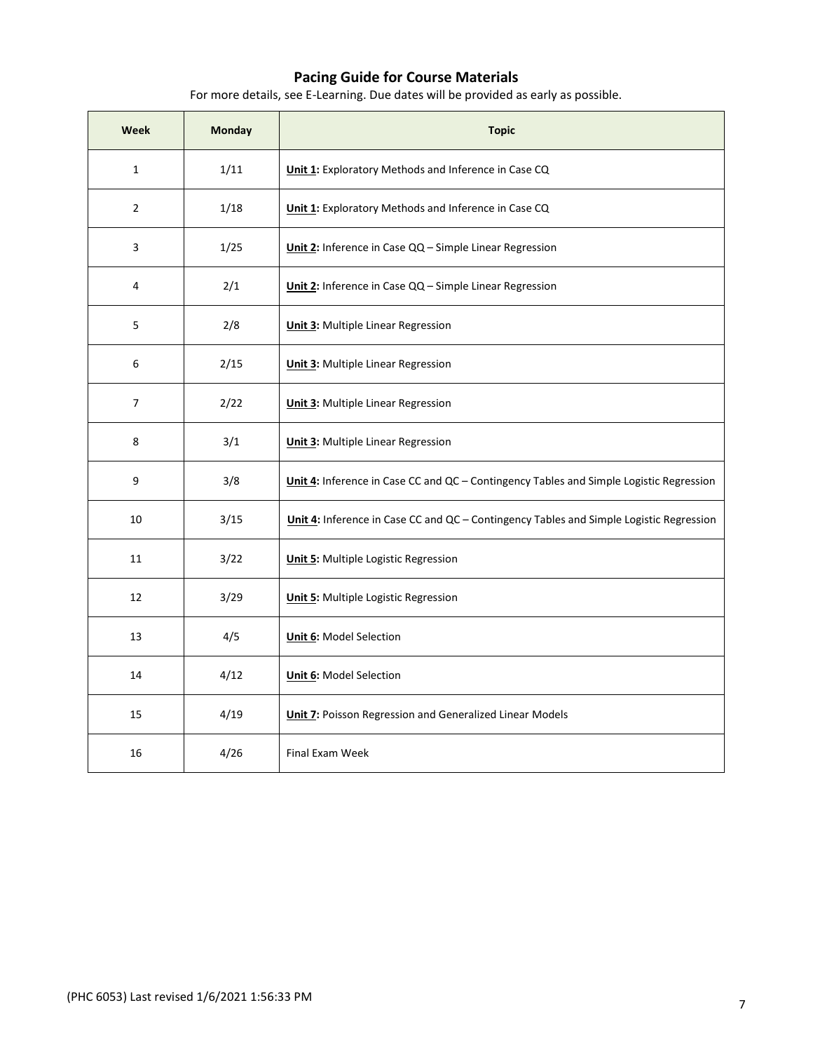## Pacing Guide for Course Materials

For more details, see E-Learning. Due dates will be provided as early as possible.

| Week | Monday | Topic |
|---|---|---|
| 1 | 1/11 | **Unit 1:** Exploratory Methods and Inference in Case CQ |
| 2 | 1/18 | **Unit 1:** Exploratory Methods and Inference in Case CQ |
| 3 | 1/25 | **Unit 2:** Inference in Case QQ – Simple Linear Regression |
| 4 | 2/1 | **Unit 2:** Inference in Case QQ – Simple Linear Regression |
| 5 | 2/8 | **Unit 3:** Multiple Linear Regression |
| 6 | 2/15 | **Unit 3:** Multiple Linear Regression |
| 7 | 2/22 | **Unit 3:** Multiple Linear Regression |
| 8 | 3/1 | **Unit 3:** Multiple Linear Regression |
| 9 | 3/8 | **Unit 4:** Inference in Case CC and QC – Contingency Tables and Simple Logistic Regression |
| 10 | 3/15 | **Unit 4:** Inference in Case CC and QC – Contingency Tables and Simple Logistic Regression |
| 11 | 3/22 | **Unit 5:** Multiple Logistic Regression |
| 12 | 3/29 | **Unit 5:** Multiple Logistic Regression |
| 13 | 4/5 | **Unit 6:** Model Selection |
| 14 | 4/12 | **Unit 6:** Model Selection |
| 15 | 4/19 | **Unit 7:** Poisson Regression and Generalized Linear Models |
| 16 | 4/26 | Final Exam Week |

(PHC 6053) Last revised 1/6/2021 1:56:33 PM